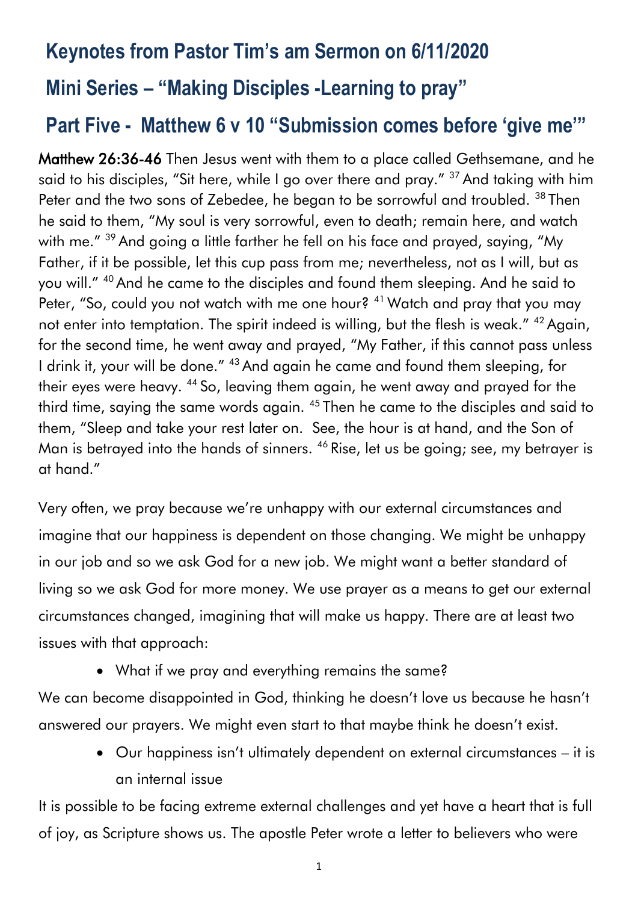# Keynotes from Pastor Tim's am Sermon on 6/11/2020

# Mini Series – "Making Disciples -Learning to pray"

# Part Five - Matthew 6 v 10 "Submission comes before 'give me'"

**Matthew 26:36-46** Then Jesus went with them to a place called Gethsemane, and he said to his disciples, "Sit here, while I go over there and pray." [37] And taking with him Peter and the two sons of Zebedee, he began to be sorrowful and troubled. [38] Then he said to them, "My soul is very sorrowful, even to death; remain here, and watch with me." [39] And going a little farther he fell on his face and prayed, saying, "My Father, if it be possible, let this cup pass from me; nevertheless, not as I will, but as you will." [40] And he came to the disciples and found them sleeping. And he said to Peter, "So, could you not watch with me one hour? [41] Watch and pray that you may not enter into temptation. The spirit indeed is willing, but the flesh is weak." [42] Again, for the second time, he went away and prayed, "My Father, if this cannot pass unless I drink it, your will be done." [43] And again he came and found them sleeping, for their eyes were heavy. [44] So, leaving them again, he went away and prayed for the third time, saying the same words again. [45] Then he came to the disciples and said to them, "Sleep and take your rest later on. See, the hour is at hand, and the Son of Man is betrayed into the hands of sinners. [46] Rise, let us be going; see, my betrayer is at hand."

Very often, we pray because we're unhappy with our external circumstances and imagine that our happiness is dependent on those changing. We might be unhappy in our job and so we ask God for a new job. We might want a better standard of living so we ask God for more money. We use prayer as a means to get our external circumstances changed, imagining that will make us happy. There are at least two issues with that approach:

- What if we pray and everything remains the same?

We can become disappointed in God, thinking he doesn't love us because he hasn't answered our prayers. We might even start to that maybe think he doesn't exist.

- Our happiness isn't ultimately dependent on external circumstances – it is an internal issue

It is possible to be facing extreme external challenges and yet have a heart that is full of joy, as Scripture shows us. The apostle Peter wrote a letter to believers who were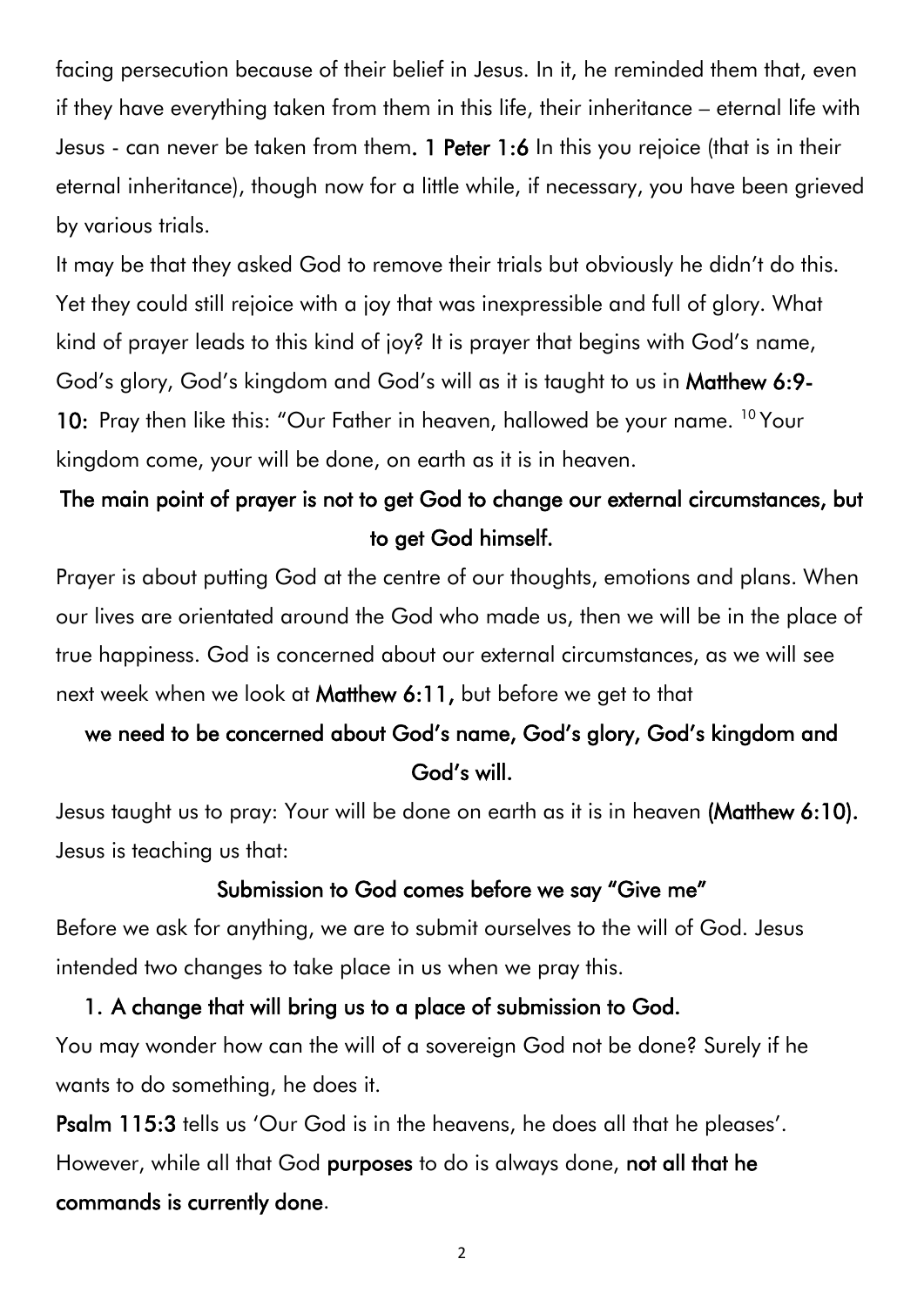facing persecution because of their belief in Jesus. In it, he reminded them that, even if they have everything taken from them in this life, their inheritance – eternal life with Jesus - can never be taken from them. **1 Peter 1:6** In this you rejoice (that is in their eternal inheritance), though now for a little while, if necessary, you have been grieved by various trials.

It may be that they asked God to remove their trials but obviously he didn't do this. Yet they could still rejoice with a joy that was inexpressible and full of glory. What kind of prayer leads to this kind of joy? It is prayer that begins with God's name, God's glory, God's kingdom and God's will as it is taught to us in **Matthew 6:9-10:** Pray then like this: "Our Father in heaven, hallowed be your name. [10] Your kingdom come, your will be done, on earth as it is in heaven.

**The main point of prayer is not to get God to change our external circumstances, but to get God himself.**

Prayer is about putting God at the centre of our thoughts, emotions and plans. When our lives are orientated around the God who made us, then we will be in the place of true happiness. God is concerned about our external circumstances, as we will see next week when we look at **Matthew 6:11,** but before we get to that

**we need to be concerned about God's name, God's glory, God's kingdom and God's will.**

Jesus taught us to pray: Your will be done on earth as it is in heaven **(Matthew 6:10).** Jesus is teaching us that:

**Submission to God comes before we say "Give me"**

Before we ask for anything, we are to submit ourselves to the will of God. Jesus intended two changes to take place in us when we pray this.

1. **A change that will bring us to a place of submission to God.**

You may wonder how can the will of a sovereign God not be done? Surely if he wants to do something, he does it.

**Psalm 115:3** tells us 'Our God is in the heavens, he does all that he pleases'. However, while all that God **purposes** to do is always done, **not all that he commands is currently done**.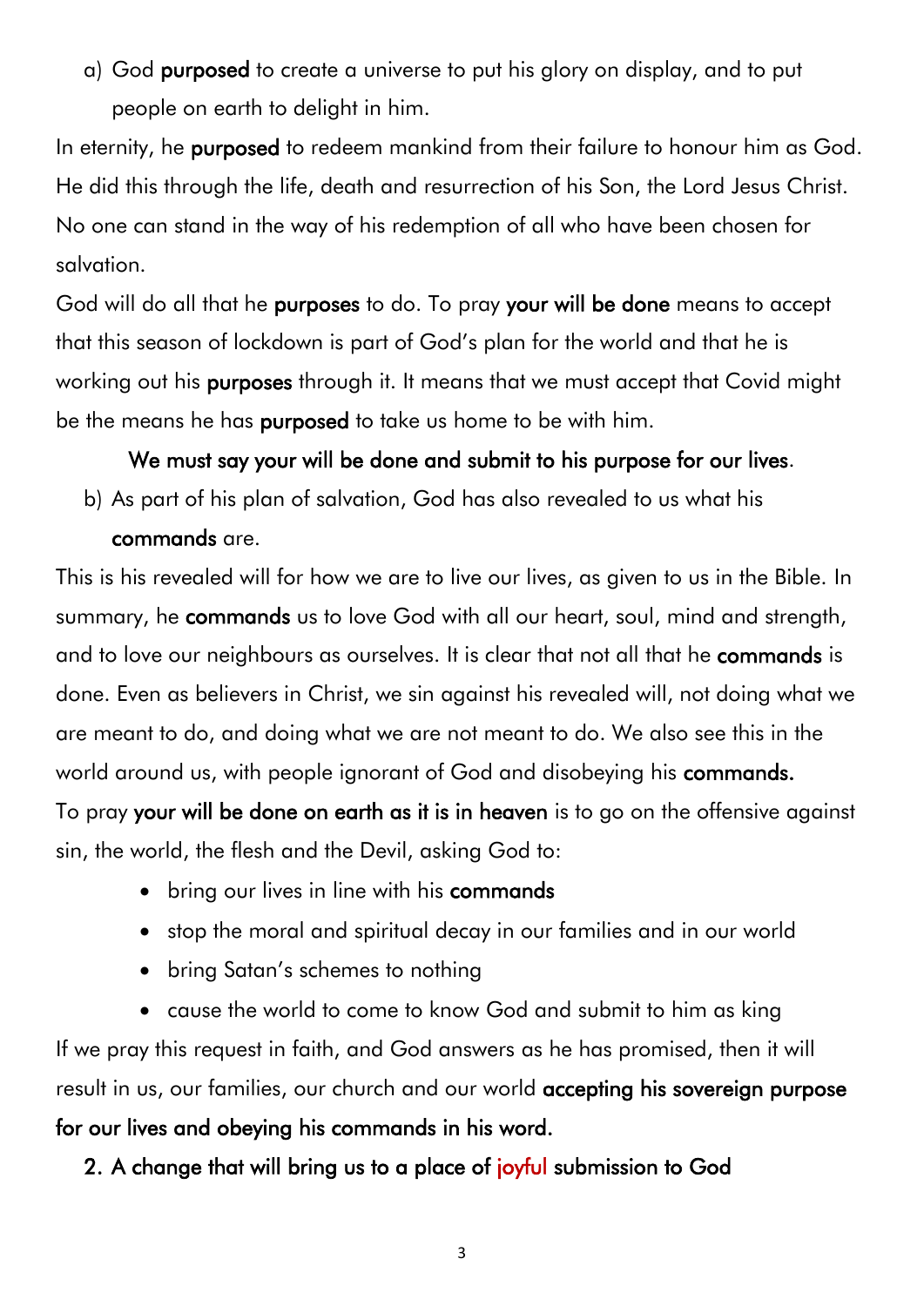a) God **purposed** to create a universe to put his glory on display, and to put people on earth to delight in him.

In eternity, he **purposed** to redeem mankind from their failure to honour him as God. He did this through the life, death and resurrection of his Son, the Lord Jesus Christ. No one can stand in the way of his redemption of all who have been chosen for salvation.

God will do all that he **purposes** to do. To pray **your will be done** means to accept that this season of lockdown is part of God's plan for the world and that he is working out his **purposes** through it. It means that we must accept that Covid might be the means he has **purposed** to take us home to be with him.

**We must say your will be done and submit to his purpose for our lives**.

b) As part of his plan of salvation, God has also revealed to us what his **commands** are.

This is his revealed will for how we are to live our lives, as given to us in the Bible. In summary, he **commands** us to love God with all our heart, soul, mind and strength, and to love our neighbours as ourselves. It is clear that not all that he **commands** is done. Even as believers in Christ, we sin against his revealed will, not doing what we are meant to do, and doing what we are not meant to do. We also see this in the world around us, with people ignorant of God and disobeying his **commands.**

To pray **your will be done on earth as it is in heaven** is to go on the offensive against sin, the world, the flesh and the Devil, asking God to:

- bring our lives in line with his **commands**
- stop the moral and spiritual decay in our families and in our world
- bring Satan's schemes to nothing
- cause the world to come to know God and submit to him as king

If we pray this request in faith, and God answers as he has promised, then it will result in us, our families, our church and our world **accepting his sovereign purpose for our lives and obeying his commands in his word.**

## 2. A change that will bring us to a place of joyful submission to God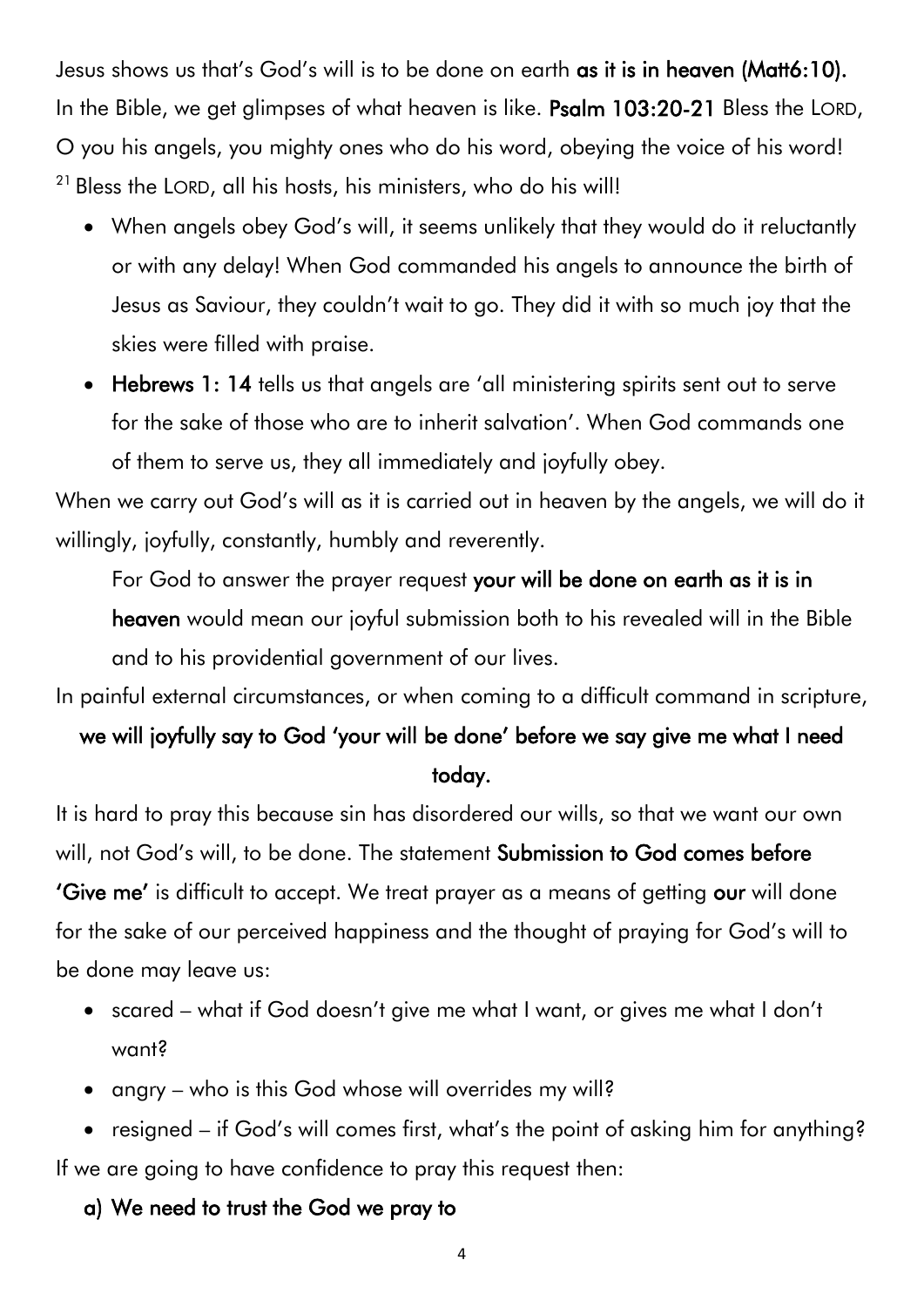Jesus shows us that's God's will is to be done on earth **as it is in heaven (Matt6:10).** In the Bible, we get glimpses of what heaven is like. **Psalm 103:20-21** Bless the LORD, O you his angels, you mighty ones who do his word, obeying the voice of his word! [21] Bless the LORD, all his hosts, his ministers, who do his will!

- When angels obey God's will, it seems unlikely that they would do it reluctantly or with any delay! When God commanded his angels to announce the birth of Jesus as Saviour, they couldn't wait to go. They did it with so much joy that the skies were filled with praise.
- **Hebrews 1: 14** tells us that angels are 'all ministering spirits sent out to serve for the sake of those who are to inherit salvation'. When God commands one of them to serve us, they all immediately and joyfully obey.

When we carry out God's will as it is carried out in heaven by the angels, we will do it willingly, joyfully, constantly, humbly and reverently.

For God to answer the prayer request **your will be done on earth as it is in heaven** would mean our joyful submission both to his revealed will in the Bible and to his providential government of our lives.

In painful external circumstances, or when coming to a difficult command in scripture,

**we will joyfully say to God 'your will be done' before we say give me what I need today.**

It is hard to pray this because sin has disordered our wills, so that we want our own will, not God's will, to be done. The statement **Submission to God comes before 'Give me'** is difficult to accept. We treat prayer as a means of getting **our** will done for the sake of our perceived happiness and the thought of praying for God's will to be done may leave us:

- scared – what if God doesn't give me what I want, or gives me what I don't want?
- angry – who is this God whose will overrides my will?
- resigned – if God's will comes first, what's the point of asking him for anything?

If we are going to have confidence to pray this request then:

**a) We need to trust the God we pray to**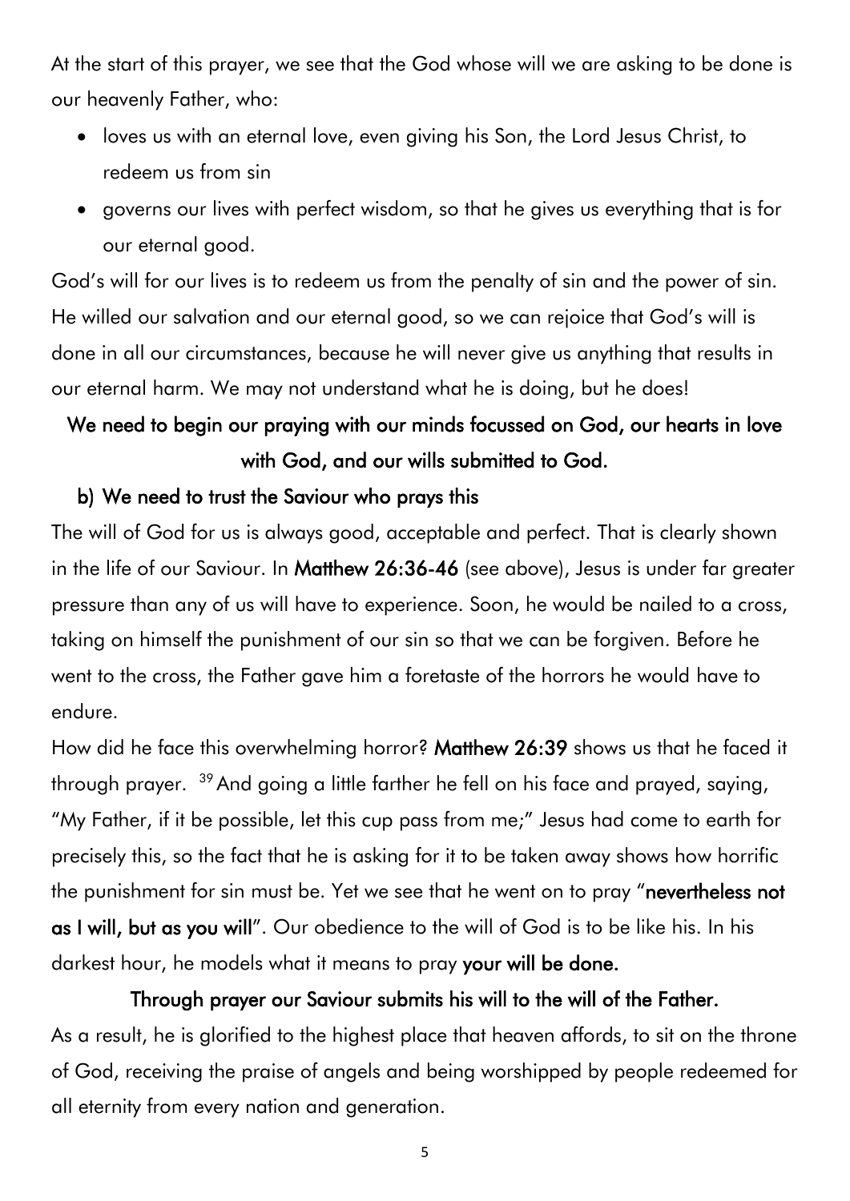At the start of this prayer, we see that the God whose will we are asking to be done is our heavenly Father, who:

- loves us with an eternal love, even giving his Son, the Lord Jesus Christ, to redeem us from sin
- governs our lives with perfect wisdom, so that he gives us everything that is for our eternal good.

God's will for our lives is to redeem us from the penalty of sin and the power of sin. He willed our salvation and our eternal good, so we can rejoice that God's will is done in all our circumstances, because he will never give us anything that results in our eternal harm. We may not understand what he is doing, but he does!

**We need to begin our praying with our minds focussed on God, our hearts in love with God, and our wills submitted to God.**

**b) We need to trust the Saviour who prays this**

The will of God for us is always good, acceptable and perfect. That is clearly shown in the life of our Saviour. In **Matthew 26:36-46** (see above), Jesus is under far greater pressure than any of us will have to experience. Soon, he would be nailed to a cross, taking on himself the punishment of our sin so that we can be forgiven. Before he went to the cross, the Father gave him a foretaste of the horrors he would have to endure.

How did he face this overwhelming horror? **Matthew 26:39** shows us that he faced it through prayer. [39] And going a little farther he fell on his face and prayed, saying, "My Father, if it be possible, let this cup pass from me;" Jesus had come to earth for precisely this, so the fact that he is asking for it to be taken away shows how horrific the punishment for sin must be. Yet we see that he went on to pray "**nevertheless not as I will, but as you will**". Our obedience to the will of God is to be like his. In his darkest hour, he models what it means to pray **your will be done.**

**Through prayer our Saviour submits his will to the will of the Father.**

As a result, he is glorified to the highest place that heaven affords, to sit on the throne of God, receiving the praise of angels and being worshipped by people redeemed for all eternity from every nation and generation.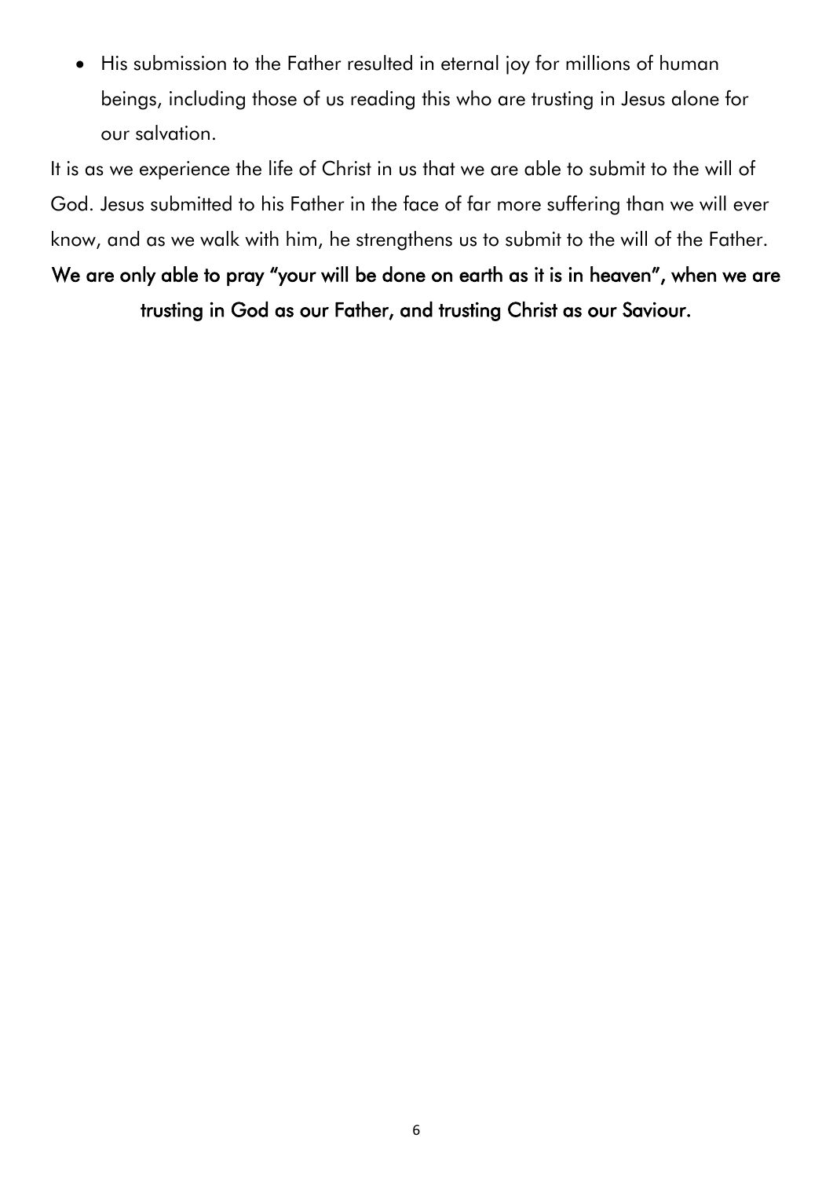- His submission to the Father resulted in eternal joy for millions of human beings, including those of us reading this who are trusting in Jesus alone for our salvation.

It is as we experience the life of Christ in us that we are able to submit to the will of God. Jesus submitted to his Father in the face of far more suffering than we will ever know, and as we walk with him, he strengthens us to submit to the will of the Father.

**We are only able to pray "your will be done on earth as it is in heaven", when we are trusting in God as our Father, and trusting Christ as our Saviour.**